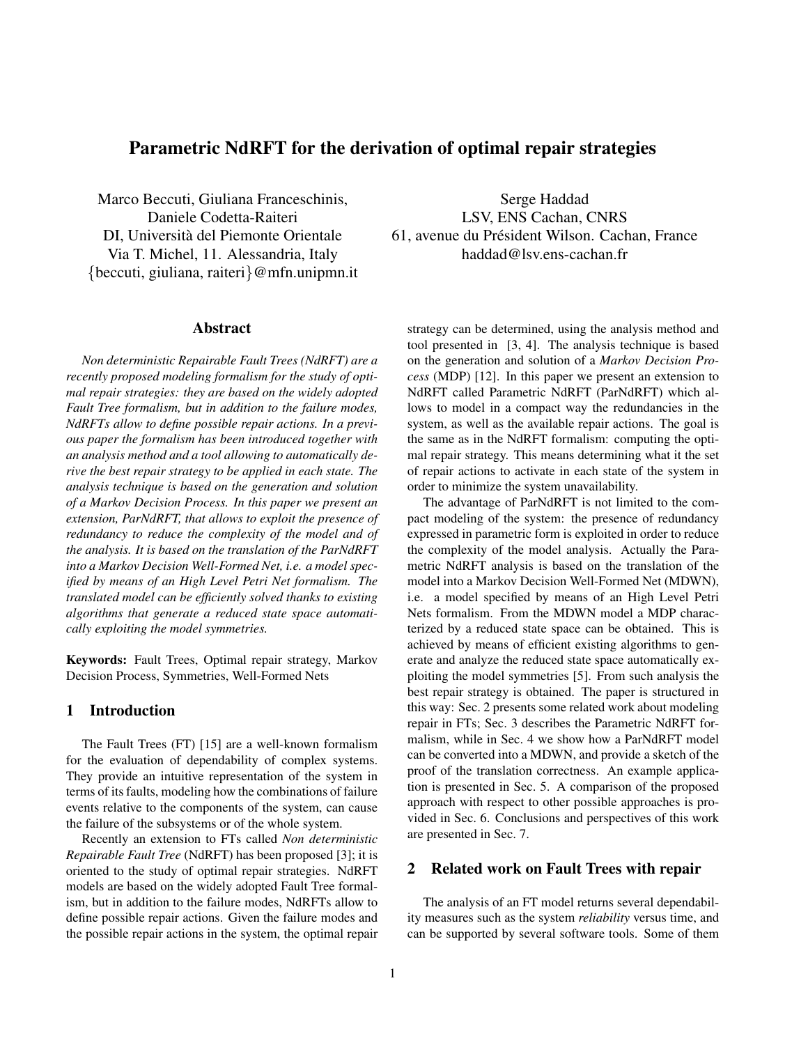# Parametric NdRFT for the derivation of optimal repair strategies

Marco Beccuti, Giuliana Franceschinis, Daniele Codetta-Raiteri
DI, Università del Piemonte Orientale
Via T. Michel, 11. Alessandria, Italy
{beccuti, giuliana, raiteri}@mfn.unipmn.it

Serge Haddad
LSV, ENS Cachan, CNRS
61, avenue du Président Wilson. Cachan, France
haddad@lsv.ens-cachan.fr

## Abstract

*Non deterministic Repairable Fault Trees (NdRFT) are a recently proposed modeling formalism for the study of optimal repair strategies: they are based on the widely adopted Fault Tree formalism, but in addition to the failure modes, NdRFTs allow to define possible repair actions. In a previous paper the formalism has been introduced together with an analysis method and a tool allowing to automatically derive the best repair strategy to be applied in each state. The analysis technique is based on the generation and solution of a Markov Decision Process. In this paper we present an extension, ParNdRFT, that allows to exploit the presence of redundancy to reduce the complexity of the model and of the analysis. It is based on the translation of the ParNdRFT into a Markov Decision Well-Formed Net, i.e. a model specified by means of an High Level Petri Net formalism. The translated model can be efficiently solved thanks to existing algorithms that generate a reduced state space automatically exploiting the model symmetries.*

**Keywords:** Fault Trees, Optimal repair strategy, Markov Decision Process, Symmetries, Well-Formed Nets

## 1 Introduction

The Fault Trees (FT) [15] are a well-known formalism for the evaluation of dependability of complex systems. They provide an intuitive representation of the system in terms of its faults, modeling how the combinations of failure events relative to the components of the system, can cause the failure of the subsystems or of the whole system.

Recently an extension to FTs called *Non deterministic Repairable Fault Tree* (NdRFT) has been proposed [3]; it is oriented to the study of optimal repair strategies. NdRFT models are based on the widely adopted Fault Tree formalism, but in addition to the failure modes, NdRFTs allow to define possible repair actions. Given the failure modes and the possible repair actions in the system, the optimal repair strategy can be determined, using the analysis method and tool presented in [3, 4]. The analysis technique is based on the generation and solution of a *Markov Decision Process* (MDP) [12]. In this paper we present an extension to NdRFT called Parametric NdRFT (ParNdRFT) which allows to model in a compact way the redundancies in the system, as well as the available repair actions. The goal is the same as in the NdRFT formalism: computing the optimal repair strategy. This means determining what it the set of repair actions to activate in each state of the system in order to minimize the system unavailability.

The advantage of ParNdRFT is not limited to the compact modeling of the system: the presence of redundancy expressed in parametric form is exploited in order to reduce the complexity of the model analysis. Actually the Parametric NdRFT analysis is based on the translation of the model into a Markov Decision Well-Formed Net (MDWN), i.e. a model specified by means of an High Level Petri Nets formalism. From the MDWN model a MDP characterized by a reduced state space can be obtained. This is achieved by means of efficient existing algorithms to generate and analyze the reduced state space automatically exploiting the model symmetries [5]. From such analysis the best repair strategy is obtained. The paper is structured in this way: Sec. 2 presents some related work about modeling repair in FTs; Sec. 3 describes the Parametric NdRFT formalism, while in Sec. 4 we show how a ParNdRFT model can be converted into a MDWN, and provide a sketch of the proof of the translation correctness. An example application is presented in Sec. 5. A comparison of the proposed approach with respect to other possible approaches is provided in Sec. 6. Conclusions and perspectives of this work are presented in Sec. 7.

## 2 Related work on Fault Trees with repair

The analysis of an FT model returns several dependability measures such as the system *reliability* versus time, and can be supported by several software tools. Some of them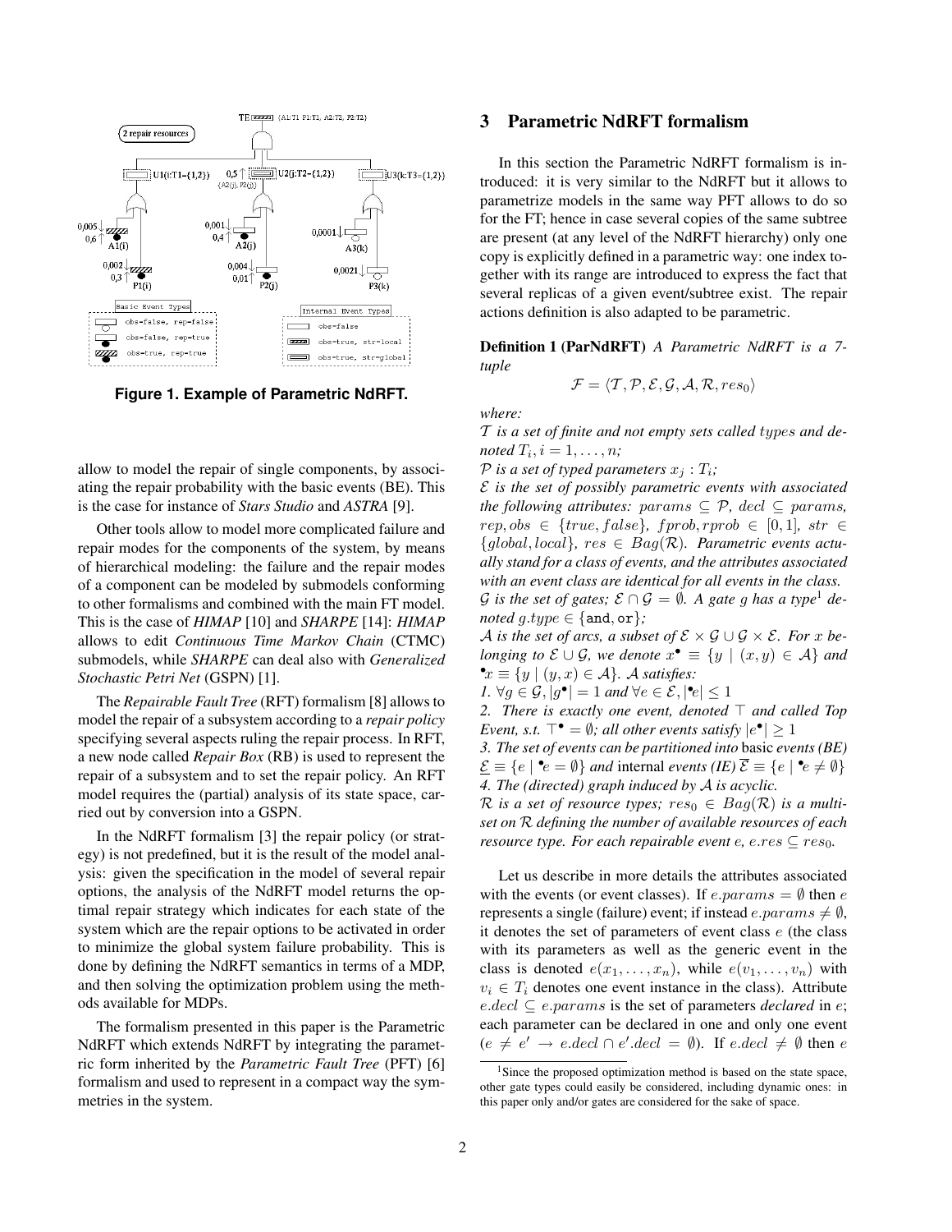**Figure 1. Example of Parametric NdRFT.**

allow to model the repair of single components, by associating the repair probability with the basic events (BE). This is the case for instance of *Stars Studio* and *ASTRA* [9].

Other tools allow to model more complicated failure and repair modes for the components of the system, by means of hierarchical modeling: the failure and the repair modes of a component can be modeled by submodels conforming to other formalisms and combined with the main FT model. This is the case of *HIMAP* [10] and *SHARPE* [14]: *HIMAP* allows to edit *Continuous Time Markov Chain* (CTMC) submodels, while *SHARPE* can deal also with *Generalized Stochastic Petri Net* (GSPN) [1].

The *Repairable Fault Tree* (RFT) formalism [8] allows to model the repair of a subsystem according to a *repair policy* specifying several aspects ruling the repair process. In RFT, a new node called *Repair Box* (RB) is used to represent the repair of a subsystem and to set the repair policy. An RFT model requires the (partial) analysis of its state space, carried out by conversion into a GSPN.

In the NdRFT formalism [3] the repair policy (or strategy) is not predefined, but it is the result of the model analysis: given the specification in the model of several repair options, the analysis of the NdRFT model returns the optimal repair strategy which indicates for each state of the system which are the repair options to be activated in order to minimize the global system failure probability. This is done by defining the NdRFT semantics in terms of a MDP, and then solving the optimization problem using the methods available for MDPs.

The formalism presented in this paper is the Parametric NdRFT which extends NdRFT by integrating the parametric form inherited by the *Parametric Fault Tree* (PFT) [6] formalism and used to represent in a compact way the symmetries in the system.

## 3 Parametric NdRFT formalism

In this section the Parametric NdRFT formalism is introduced: it is very similar to the NdRFT but it allows to parametrize models in the same way PFT allows to do so for the FT; hence in case several copies of the same subtree are present (at any level of the NdRFT hierarchy) only one copy is explicitly defined in a parametric way: one index together with its range are introduced to express the fact that several replicas of a given event/subtree exist. The repair actions definition is also adapted to be parametric.

**Definition 1 (ParNdRFT)** *A Parametric NdRFT is a 7-tuple*

$$\mathcal{F} = \langle \mathcal{T}, \mathcal{P}, \mathcal{E}, \mathcal{G}, \mathcal{A}, \mathcal{R}, res_0 \rangle$$

*where:*

$\mathcal{T}$ *is a set of finite and not empty sets called* $types$ *and denoted* $T_i, i = 1, \ldots, n$*;*

$\mathcal{P}$ *is a set of typed parameters* $x_j : T_i$*;*

$\mathcal{E}$ *is the set of possibly parametric events with associated the following attributes:* $params \subseteq \mathcal{P}$*,* $decl \subseteq params$*,* $rep, obs \in \{true, false\}$*,* $fprob, rprob \in [0, 1]$*,* $str \in \{global, local\}$*,* $res \in Bag(\mathcal{R})$*. Parametric events actually stand for a class of events, and the attributes associated with an event class are identical for all events in the class.*

$\mathcal{G}$ *is the set of gates;* $\mathcal{E} \cap \mathcal{G} = \emptyset$*. A gate* $g$ *has a type*[1] *denoted* $g.type \in \{\texttt{and}, \texttt{or}\}$*;*

$\mathcal{A}$ *is the set of arcs, a subset of* $\mathcal{E} \times \mathcal{G} \cup \mathcal{G} \times \mathcal{E}$*. For* $x$ *belonging to* $\mathcal{E} \cup \mathcal{G}$*, we denote* $x^\bullet \equiv \{y \mid (x, y) \in \mathcal{A}\}$ *and* ${}^\bullet x \equiv \{y \mid (y, x) \in \mathcal{A}\}$*.* $\mathcal{A}$ *satisfies:*

*1.* $\forall g \in \mathcal{G}, |g^\bullet| = 1$ *and* $\forall e \in \mathcal{E}, |{}^\bullet e| \leq 1$

*2. There is exactly one event, denoted* $\top$ *and called Top Event, s.t.* $\top^\bullet = \emptyset$*; all other events satisfy* $|e^\bullet| \geq 1$

*3. The set of events can be partitioned into* basic *events (BE)* $\underline{\mathcal{E}} \equiv \{e \mid {}^\bullet e = \emptyset\}$ *and* internal *events (IE)* $\overline{\mathcal{E}} \equiv \{e \mid {}^\bullet e \neq \emptyset\}$

*4. The (directed) graph induced by* $\mathcal{A}$ *is acyclic.*

$\mathcal{R}$ *is a set of resource types;* $res_0 \in Bag(\mathcal{R})$ *is a multiset on* $\mathcal{R}$ *defining the number of available resources of each resource type. For each repairable event* $e$*,* $e.res \subseteq res_0$*.*

Let us describe in more details the attributes associated with the events (or event classes). If $e.params = \emptyset$ then $e$ represents a single (failure) event; if instead $e.params \neq \emptyset$, it denotes the set of parameters of event class $e$ (the class with its parameters as well as the generic event in the class is denoted $e(x_1, \ldots, x_n)$, while $e(v_1, \ldots, v_n)$ with $v_i \in T_i$ denotes one event instance in the class). Attribute $e.decl \subseteq e.params$ is the set of parameters *declared* in $e$; each parameter can be declared in one and only one event ($e \neq e' \rightarrow e.decl \cap e'.decl = \emptyset$). If $e.decl \neq \emptyset$ then $e$

[1] Since the proposed optimization method is based on the state space, other gate types could easily be considered, including dynamic ones: in this paper only and/or gates are considered for the sake of space.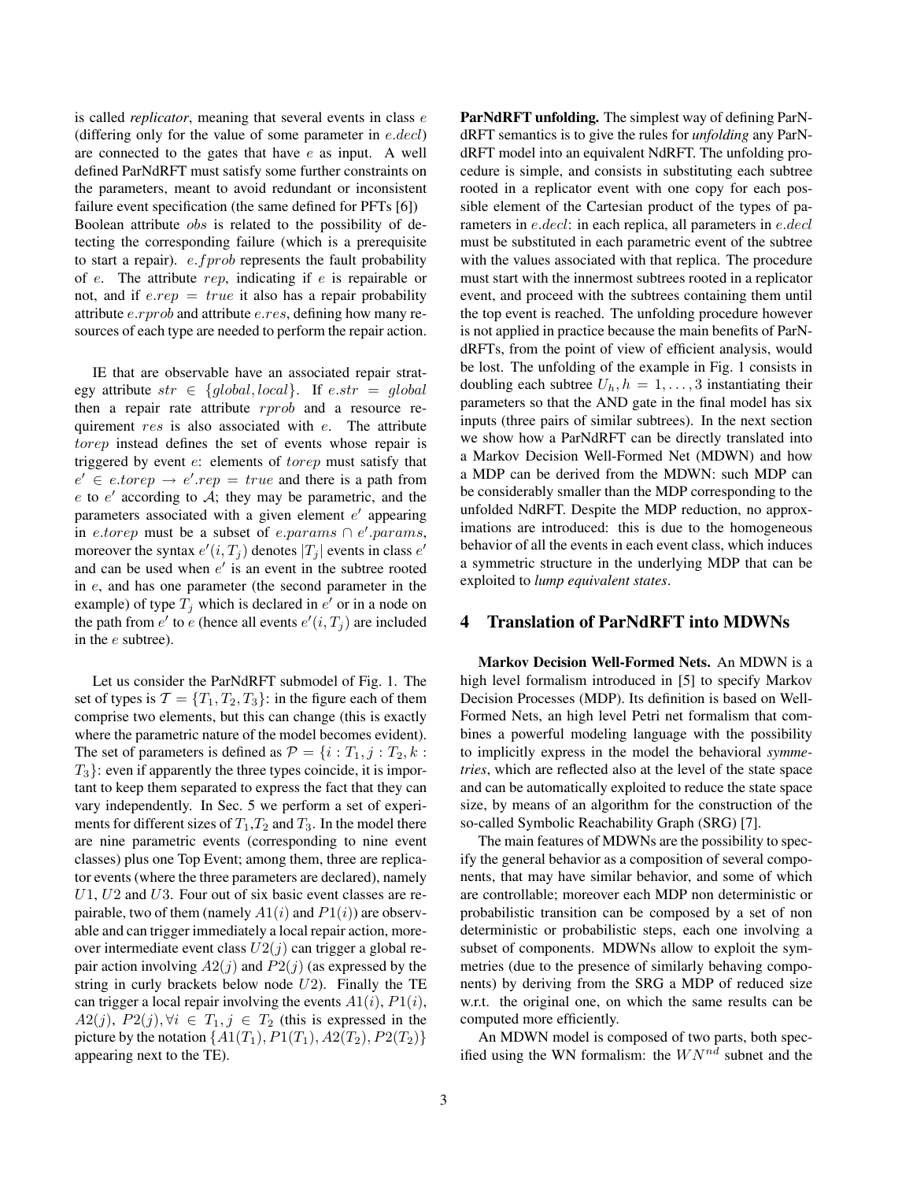is called *replicator*, meaning that several events in class $e$ (differing only for the value of some parameter in $e.decl$) are connected to the gates that have $e$ as input. A well defined ParNdRFT must satisfy some further constraints on the parameters, meant to avoid redundant or inconsistent failure event specification (the same defined for PFTs [6]) Boolean attribute $obs$ is related to the possibility of detecting the corresponding failure (which is a prerequisite to start a repair). $e.fprob$ represents the fault probability of $e$. The attribute $rep$, indicating if $e$ is repairable or not, and if $e.rep = true$ it also has a repair probability attribute $e.rprob$ and attribute $e.res$, defining how many resources of each type are needed to perform the repair action.

IE that are observable have an associated repair strategy attribute $str \in \{global, local\}$. If $e.str = global$ then a repair rate attribute $rprob$ and a resource requirement $res$ is also associated with $e$. The attribute $torep$ instead defines the set of events whose repair is triggered by event $e$: elements of $torep$ must satisfy that $e' \in e.torep \rightarrow e'.rep = true$ and there is a path from $e$ to $e'$ according to $\mathcal{A}$; they may be parametric, and the parameters associated with a given element $e'$ appearing in $e.torep$ must be a subset of $e.params \cap e'.params$, moreover the syntax $e'(i, T_j)$ denotes $|T_j|$ events in class $e'$ and can be used when $e'$ is an event in the subtree rooted in $e$, and has one parameter (the second parameter in the example) of type $T_j$ which is declared in $e'$ or in a node on the path from $e'$ to $e$ (hence all events $e'(i, T_j)$ are included in the $e$ subtree).

Let us consider the ParNdRFT submodel of Fig. 1. The set of types is $\mathcal{T} = \{T_1, T_2, T_3\}$: in the figure each of them comprise two elements, but this can change (this is exactly where the parametric nature of the model becomes evident). The set of parameters is defined as $\mathcal{P} = \{i : T_1, j : T_2, k : T_3\}$: even if apparently the three types coincide, it is important to keep them separated to express the fact that they can vary independently. In Sec. 5 we perform a set of experiments for different sizes of $T_1$,$T_2$ and $T_3$. In the model there are nine parametric events (corresponding to nine event classes) plus one Top Event; among them, three are replicator events (where the three parameters are declared), namely $U1$, $U2$ and $U3$. Four out of six basic event classes are repairable, two of them (namely $A1(i)$ and $P1(i)$) are observable and can trigger immediately a local repair action, moreover intermediate event class $U2(j)$ can trigger a global repair action involving $A2(j)$ and $P2(j)$ (as expressed by the string in curly brackets below node $U2$). Finally the TE can trigger a local repair involving the events $A1(i)$, $P1(i)$, $A2(j)$, $P2(j), \forall i \in T_1, j \in T_2$ (this is expressed in the picture by the notation $\{A1(T_1), P1(T_1), A2(T_2), P2(T_2)\}$ appearing next to the TE).

**ParNdRFT unfolding.** The simplest way of defining ParNdRFT semantics is to give the rules for *unfolding* any ParNdRFT model into an equivalent NdRFT. The unfolding procedure is simple, and consists in substituting each subtree rooted in a replicator event with one copy for each possible element of the Cartesian product of the types of parameters in $e.decl$: in each replica, all parameters in $e.decl$ must be substituted in each parametric event of the subtree with the values associated with that replica. The procedure must start with the innermost subtrees rooted in a replicator event, and proceed with the subtrees containing them until the top event is reached. The unfolding procedure however is not applied in practice because the main benefits of ParNdRFTs, from the point of view of efficient analysis, would be lost. The unfolding of the example in Fig. 1 consists in doubling each subtree $U_h, h = 1, \ldots, 3$ instantiating their parameters so that the AND gate in the final model has six inputs (three pairs of similar subtrees). In the next section we show how a ParNdRFT can be directly translated into a Markov Decision Well-Formed Net (MDWN) and how a MDP can be derived from the MDWN: such MDP can be considerably smaller than the MDP corresponding to the unfolded NdRFT. Despite the MDP reduction, no approximations are introduced: this is due to the homogeneous behavior of all the events in each event class, which induces a symmetric structure in the underlying MDP that can be exploited to *lump equivalent states*.

## 4 Translation of ParNdRFT into MDWNs

**Markov Decision Well-Formed Nets.** An MDWN is a high level formalism introduced in [5] to specify Markov Decision Processes (MDP). Its definition is based on Well-Formed Nets, an high level Petri net formalism that combines a powerful modeling language with the possibility to implicitly express in the model the behavioral *symmetries*, which are reflected also at the level of the state space and can be automatically exploited to reduce the state space size, by means of an algorithm for the construction of the so-called Symbolic Reachability Graph (SRG) [7].

The main features of MDWNs are the possibility to specify the general behavior as a composition of several components, that may have similar behavior, and some of which are controllable; moreover each MDP non deterministic or probabilistic transition can be composed by a set of non deterministic or probabilistic steps, each one involving a subset of components. MDWNs allow to exploit the symmetries (due to the presence of similarly behaving components) by deriving from the SRG a MDP of reduced size w.r.t. the original one, on which the same results can be computed more efficiently.

An MDWN model is composed of two parts, both specified using the WN formalism: the $WN^{nd}$ subnet and the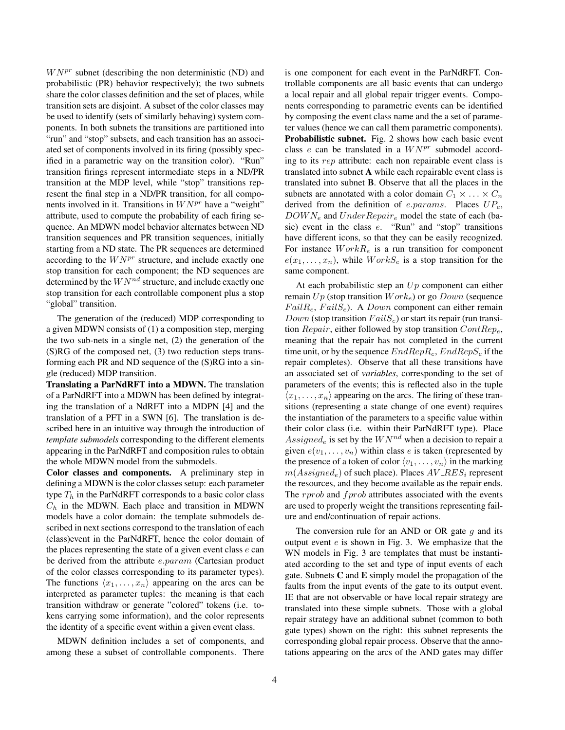$WN^{pr}$ subnet (describing the non deterministic (ND) and probabilistic (PR) behavior respectively); the two subnets share the color classes definition and the set of places, while transition sets are disjoint. A subset of the color classes may be used to identify (sets of similarly behaving) system components. In both subnets the transitions are partitioned into "run" and "stop" subsets, and each transition has an associated set of components involved in its firing (possibly specified in a parametric way on the transition color). "Run" transition firings represent intermediate steps in a ND/PR transition at the MDP level, while "stop" transitions represent the final step in a ND/PR transition, for all components involved in it. Transitions in $WN^{pr}$ have a "weight" attribute, used to compute the probability of each firing sequence. An MDWN model behavior alternates between ND transition sequences and PR transition sequences, initially starting from a ND state. The PR sequences are determined according to the $WN^{pr}$ structure, and include exactly one stop transition for each component; the ND sequences are determined by the $WN^{nd}$ structure, and include exactly one stop transition for each controllable component plus a stop "global" transition.

The generation of the (reduced) MDP corresponding to a given MDWN consists of (1) a composition step, merging the two sub-nets in a single net, (2) the generation of the (S)RG of the composed net, (3) two reduction steps transforming each PR and ND sequence of the (S)RG into a single (reduced) MDP transition.

**Translating a ParNdRFT into a MDWN.** The translation of a ParNdRFT into a MDWN has been defined by integrating the translation of a NdRFT into a MDPN [4] and the translation of a PFT in a SWN [6]. The translation is described here in an intuitive way through the introduction of *template submodels* corresponding to the different elements appearing in the ParNdRFT and composition rules to obtain the whole MDWN model from the submodels.

**Color classes and components.** A preliminary step in defining a MDWN is the color classes setup: each parameter type $T_h$ in the ParNdRFT corresponds to a basic color class $C_h$ in the MDWN. Each place and transition in MDWN models have a color domain: the template submodels described in next sections correspond to the translation of each (class)event in the ParNdRFT, hence the color domain of the places representing the state of a given event class $e$ can be derived from the attribute $e.param$ (Cartesian product of the color classes corresponding to its parameter types). The functions $\langle x_1, \ldots, x_n \rangle$ appearing on the arcs can be interpreted as parameter tuples: the meaning is that each transition withdraw or generate "colored" tokens (i.e. tokens carrying some information), and the color represents the identity of a specific event within a given event class.

MDWN definition includes a set of components, and among these a subset of controllable components. There is one component for each event in the ParNdRFT. Controllable components are all basic events that can undergo a local repair and all global repair trigger events. Components corresponding to parametric events can be identified by composing the event class name and the a set of parameter values (hence we can call them parametric components).

**Probabilistic subnet.** Fig. 2 shows how each basic event class $e$ can be translated in a $WN^{pr}$ submodel according to its $rep$ attribute: each non repairable event class is translated into subnet **A** while each repairable event class is translated into subnet **B**. Observe that all the places in the subnets are annotated with a color domain $C_1 \times \ldots \times C_n$ derived from the definition of $e.params$. Places $UP_e$, $DOWN_e$ and $UnderRepair_e$ model the state of each (basic) event in the class $e$. "Run" and "stop" transitions have different icons, so that they can be easily recognized. For instance $WorkR_e$ is a run transition for component $e(x_1, \ldots, x_n)$, while $WorkS_e$ is a stop transition for the same component.

At each probabilistic step an $Up$ component can either remain $Up$ (stop transition $Work_e$) or go $Down$ (sequence $FailR_e$, $FailS_e$). A $Down$ component can either remain $Down$ (stop transition $FailS_e$) or start its repair (run transition $Repair$, either followed by stop transition $ContRep_e$, meaning that the repair has not completed in the current time unit, or by the sequence $EndRepR_e$, $EndRepS_e$ if the repair completes). Observe that all these transitions have an associated set of *variables*, corresponding to the set of parameters of the events; this is reflected also in the tuple $\langle x_1, \ldots, x_n \rangle$ appearing on the arcs. The firing of these transitions (representing a state change of one event) requires the instantiation of the parameters to a specific value within their color class (i.e. within their ParNdRFT type). Place $Assigned_e$ is set by the $WN^{nd}$ when a decision to repair a given $e(v_1, \ldots, v_n)$ within class $e$ is taken (represented by the presence of a token of color $\langle v_1, \ldots, v_n \rangle$ in the marking $m(Assigned_e)$ of such place). Places $AV\_RES_i$ represent the resources, and they become available as the repair ends. The $rprob$ and $fprob$ attributes associated with the events are used to properly weight the transitions representing failure and end/continuation of repair actions.

The conversion rule for an AND or OR gate $g$ and its output event $e$ is shown in Fig. 3. We emphasize that the WN models in Fig. 3 are templates that must be instantiated according to the set and type of input events of each gate. Subnets **C** and **E** simply model the propagation of the faults from the input events of the gate to its output event. IE that are not observable or have local repair strategy are translated into these simple subnets. Those with a global repair strategy have an additional subnet (common to both gate types) shown on the right: this subnet represents the corresponding global repair process. Observe that the annotations appearing on the arcs of the AND gates may differ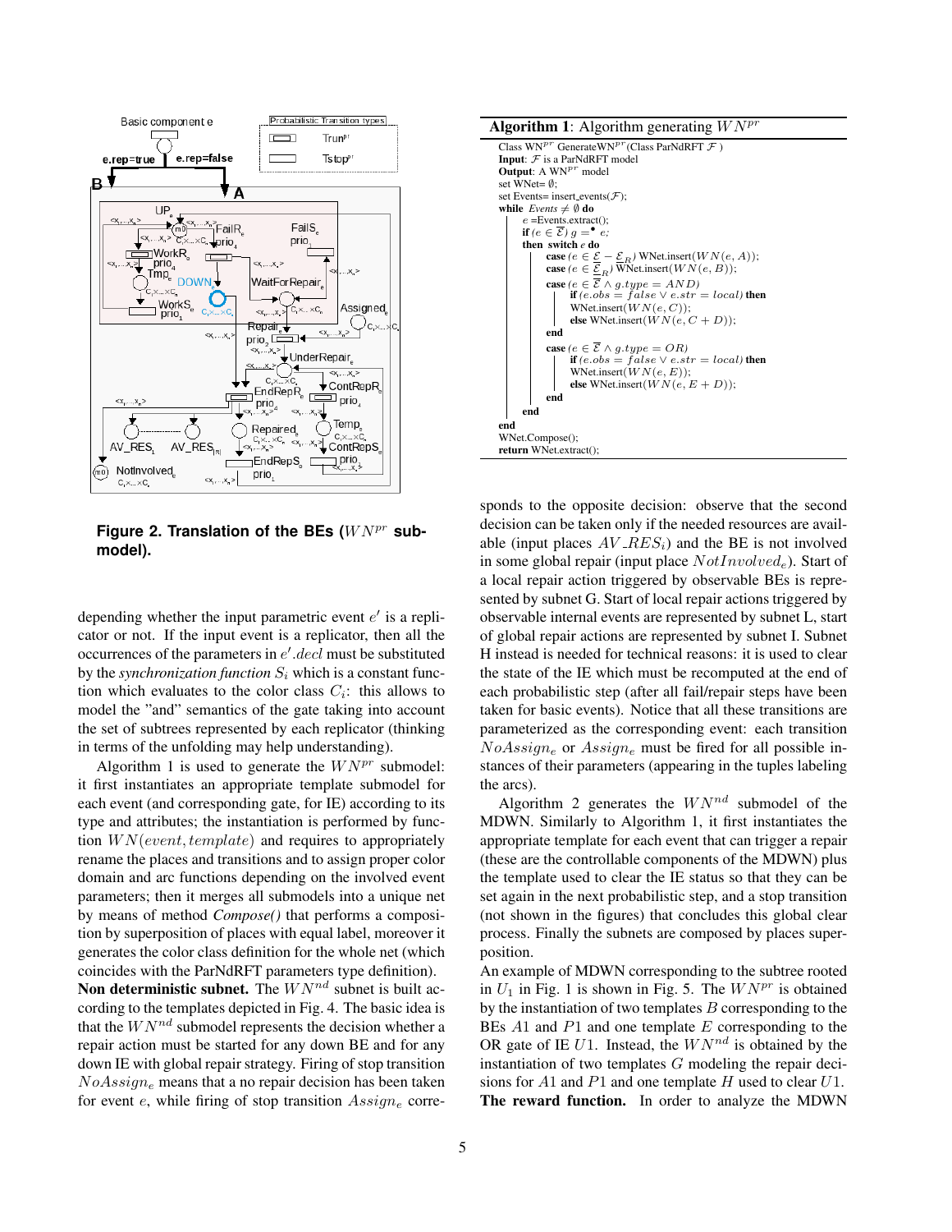**Figure 2. Translation of the BEs ($WN^{pr}$ submodel).**

depending whether the input parametric event $e'$ is a replicator or not. If the input event is a replicator, then all the occurrences of the parameters in $e'.decl$ must be substituted by the *synchronization function* $S_i$ which is a constant function which evaluates to the color class $C_i$: this allows to model the "and" semantics of the gate taking into account the set of subtrees represented by each replicator (thinking in terms of the unfolding may help understanding).

Algorithm 1 is used to generate the $WN^{pr}$ submodel: it first instantiates an appropriate template submodel for each event (and corresponding gate, for IE) according to its type and attributes; the instantiation is performed by function $WN(event, template)$ and requires to appropriately rename the places and transitions and to assign proper color domain and arc functions depending on the involved event parameters; then it merges all submodels into a unique net by means of method *Compose()* that performs a composition by superposition of places with equal label, moreover it generates the color class definition for the whole net (which coincides with the ParNdRFT parameters type definition).

**Non deterministic subnet.** The $WN^{nd}$ subnet is built according to the templates depicted in Fig. 4. The basic idea is that the $WN^{nd}$ submodel represents the decision whether a repair action must be started for any down BE and for any down IE with global repair strategy. Firing of stop transition $NoAssign_e$ means that a no repair decision has been taken for event $e$, while firing of stop transition $Assign_e$ corresponds to the opposite decision: observe that the second decision can be taken only if the needed resources are available (input places $AV\_RES_i$) and the BE is not involved in some global repair (input place $NotInvolved_e$). Start of a local repair action triggered by observable BEs is represented by subnet G. Start of local repair actions triggered by observable internal events are represented by subnet L, start of global repair actions are represented by subnet I. Subnet H instead is needed for technical reasons: it is used to clear the state of the IE which must be recomputed at the end of each probabilistic step (after all fail/repair steps have been taken for basic events). Notice that all these transitions are parameterized as the corresponding event: each transition $NoAssign_e$ or $Assign_e$ must be fired for all possible instances of their parameters (appearing in the tuples labeling the arcs).

**Algorithm 1**: Algorithm generating $WN^{pr}$

```
Class WN^pr GenerateWN^pr(Class ParNdRFT F )
Input: F is a ParNdRFT model
Output: A WN^pr model
set WNet= ∅;
set Events= insert_events(F);
while Events ≠ ∅ do
    e =Events.extract();
    if (e ∈ Ē) g =• e;
    then switch e do
        case (e ∈ E − E_R) WNet.insert(WN(e, A));
        case (e ∈ E_R) WNet.insert(WN(e, B));
        case (e ∈ Ē ∧ g.type = AND)
            if (e.obs = false ∨ e.str = local) then
                WNet.insert(WN(e, C));
            else WNet.insert(WN(e, C + D));
        end
        case (e ∈ Ē ∧ g.type = OR)
            if (e.obs = false ∨ e.str = local) then
                WNet.insert(WN(e, E));
            else WNet.insert(WN(e, E + D));
        end
    end
end
WNet.Compose();
return WNet.extract();
```

Algorithm 2 generates the $WN^{nd}$ submodel of the MDWN. Similarly to Algorithm 1, it first instantiates the appropriate template for each event that can trigger a repair (these are the controllable components of the MDWN) plus the template used to clear the IE status so that they can be set again in the next probabilistic step, and a stop transition (not shown in the figures) that concludes this global clear process. Finally the subnets are composed by places superposition.

An example of MDWN corresponding to the subtree rooted in $U_1$ in Fig. 1 is shown in Fig. 5. The $WN^{pr}$ is obtained by the instantiation of two templates $B$ corresponding to the BEs $A1$ and $P1$ and one template $E$ corresponding to the OR gate of IE $U1$. Instead, the $WN^{nd}$ is obtained by the instantiation of two templates $G$ modeling the repair decisions for $A1$ and $P1$ and one template $H$ used to clear $U1$.

**The reward function.** In order to analyze the MDWN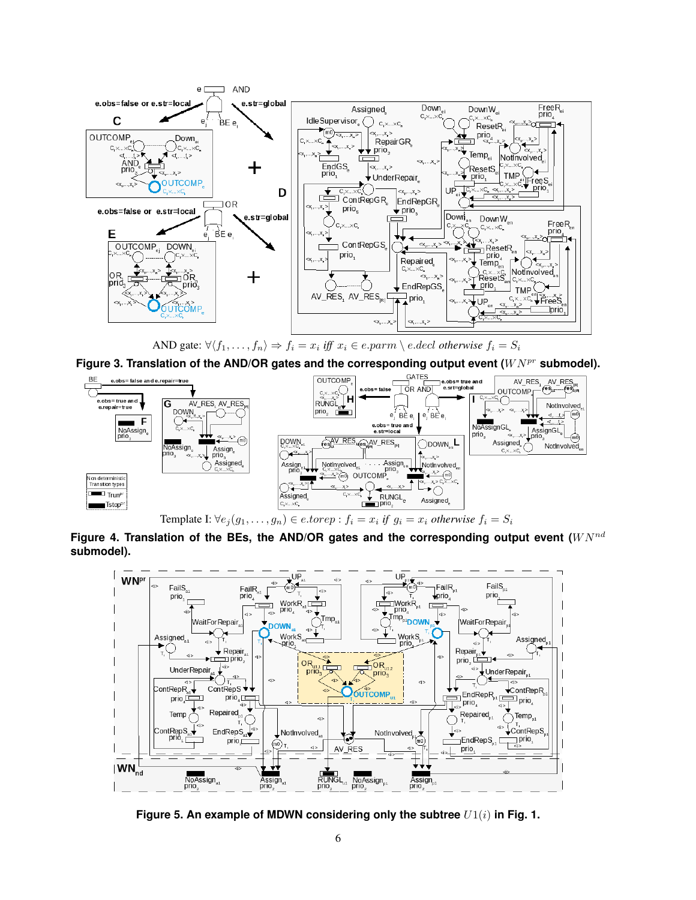AND gate: $\forall\langle f_1,\ldots,f_n\rangle \Rightarrow f_i = x_i$ *iff* $x_i \in e.parm \setminus e.decl$ *otherwise* $f_i = S_i$

**Figure 3. Translation of the AND/OR gates and the corresponding output event ($WN^{pr}$ submodel).**

Template I: $\forall e_j(g_1,\ldots,g_n) \in e.torep : f_i = x_i$ *if* $g_i = x_i$ *otherwise* $f_i = S_i$

**Figure 4. Translation of the BEs, the AND/OR gates and the corresponding output event ($WN^{nd}$ submodel).**

**Figure 5. An example of MDWN considering only the subtree $U1(i)$ in Fig. 1.**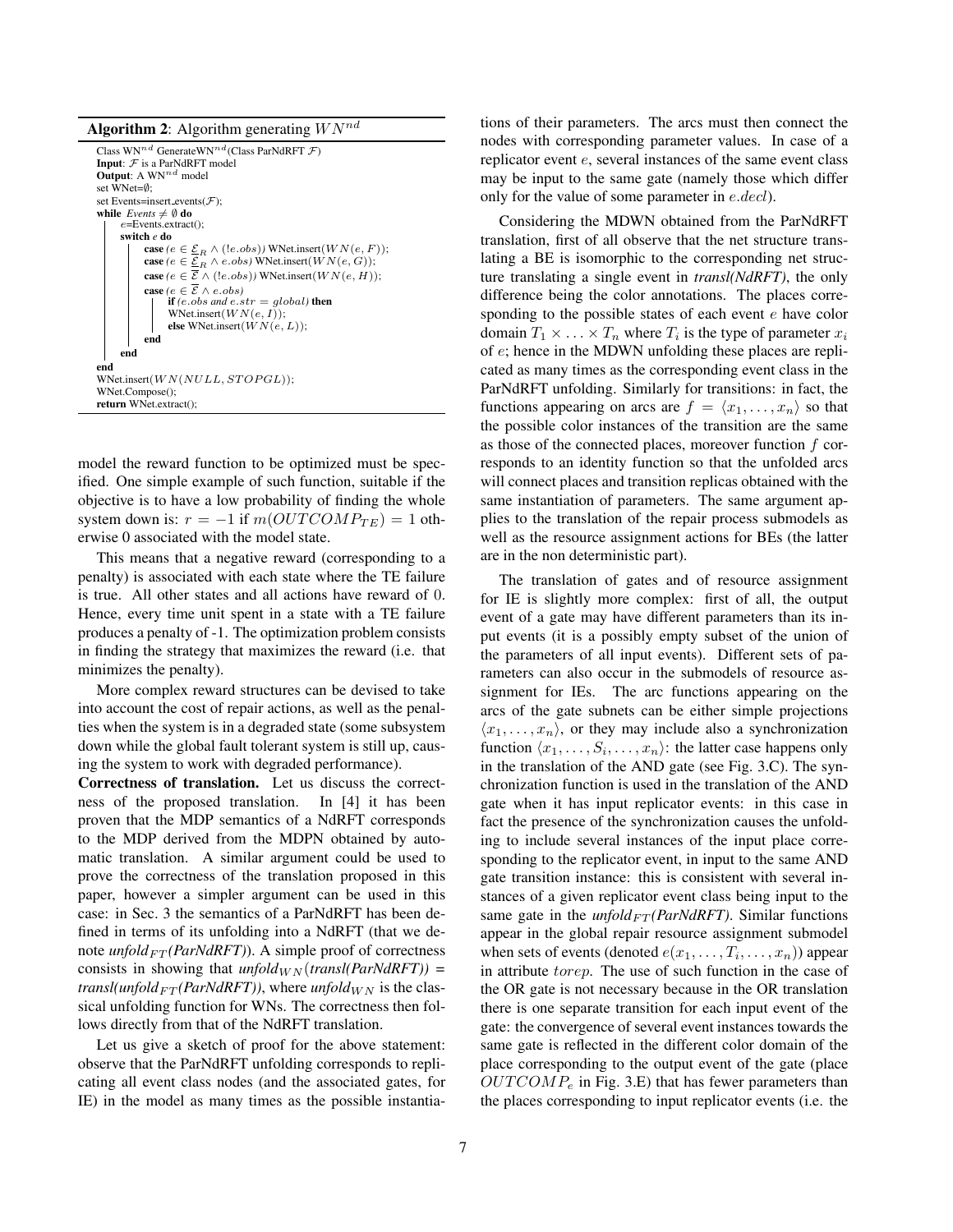**Algorithm 2**: Algorithm generating $WN^{nd}$

```
Class WN^nd GenerateWN^nd(Class ParNdRFT F)
Input: F is a ParNdRFT model
Output: A WN^nd model
set WNet=∅;
set Events=insert_events(F);
while Events ≠ ∅ do
    e=Events.extract();
    switch e do
        case (e ∈ E_R ∧ (!e.obs)) WNet.insert(WN(e, F));
        case (e ∈ E_R ∧ e.obs) WNet.insert(WN(e, G));
        case (e ∈ Ē ∧ (!e.obs)) WNet.insert(WN(e, H));
        case (e ∈ Ē ∧ e.obs)
            if (e.obs and e.str = global) then
                WNet.insert(WN(e, I));
            else WNet.insert(WN(e, L));
        end
    end
end
WNet.insert(WN(NULL, STOPGL));
WNet.Compose();
return WNet.extract();
```

model the reward function to be optimized must be specified. One simple example of such function, suitable if the objective is to have a low probability of finding the whole system down is: $r = -1$ if $m(OUTCOMP_{TE}) = 1$ otherwise 0 associated with the model state.

This means that a negative reward (corresponding to a penalty) is associated with each state where the TE failure is true. All other states and all actions have reward of 0. Hence, every time unit spent in a state with a TE failure produces a penalty of -1. The optimization problem consists in finding the strategy that maximizes the reward (i.e. that minimizes the penalty).

More complex reward structures can be devised to take into account the cost of repair actions, as well as the penalties when the system is in a degraded state (some subsystem down while the global fault tolerant system is still up, causing the system to work with degraded performance).

**Correctness of translation.** Let us discuss the correctness of the proposed translation. In [4] it has been proven that the MDP semantics of a NdRFT corresponds to the MDP derived from the MDPN obtained by automatic translation. A similar argument could be used to prove the correctness of the translation proposed in this paper, however a simpler argument can be used in this case: in Sec. 3 the semantics of a ParNdRFT has been defined in terms of its unfolding into a NdRFT (that we denote *unfold*$_{FT}$*(ParNdRFT)*). A simple proof of correctness consists in showing that *unfold*$_{WN}$*(transl(ParNdRFT))* = *transl(unfold*$_{FT}$*(ParNdRFT))*, where *unfold*$_{WN}$ is the classical unfolding function for WNs. The correctness then follows directly from that of the NdRFT translation.

Let us give a sketch of proof for the above statement: observe that the ParNdRFT unfolding corresponds to replicating all event class nodes (and the associated gates, for IE) in the model as many times as the possible instantiations of their parameters. The arcs must then connect the nodes with corresponding parameter values. In case of a replicator event $e$, several instances of the same event class may be input to the same gate (namely those which differ only for the value of some parameter in $e.decl$).

Considering the MDWN obtained from the ParNdRFT translation, first of all observe that the net structure translating a BE is isomorphic to the corresponding net structure translating a single event in *transl(NdRFT)*, the only difference being the color annotations. The places corresponding to the possible states of each event $e$ have color domain $T_1 \times \ldots \times T_n$ where $T_i$ is the type of parameter $x_i$ of $e$; hence in the MDWN unfolding these places are replicated as many times as the corresponding event class in the ParNdRFT unfolding. Similarly for transitions: in fact, the functions appearing on arcs are $f = \langle x_1, \ldots, x_n \rangle$ so that the possible color instances of the transition are the same as those of the connected places, moreover function $f$ corresponds to an identity function so that the unfolded arcs will connect places and transition replicas obtained with the same instantiation of parameters. The same argument applies to the translation of the repair process submodels as well as the resource assignment actions for BEs (the latter are in the non deterministic part).

The translation of gates and of resource assignment for IE is slightly more complex: first of all, the output event of a gate may have different parameters than its input events (it is a possibly empty subset of the union of the parameters of all input events). Different sets of parameters can also occur in the submodels of resource assignment for IEs. The arc functions appearing on the arcs of the gate subnets can be either simple projections $\langle x_1, \ldots, x_n \rangle$, or they may include also a synchronization function $\langle x_1, \ldots, S_i, \ldots, x_n \rangle$: the latter case happens only in the translation of the AND gate (see Fig. 3.C). The synchronization function is used in the translation of the AND gate when it has input replicator events: in this case in fact the presence of the synchronization causes the unfolding to include several instances of the input place corresponding to the replicator event, in input to the same AND gate transition instance: this is consistent with several instances of a given replicator event class being input to the same gate in the *unfold*$_{FT}$*(ParNdRFT)*. Similar functions appear in the global repair resource assignment submodel when sets of events (denoted $e(x_1, \ldots, T_i, \ldots, x_n)$) appear in attribute $torep$. The use of such function in the case of the OR gate is not necessary because in the OR translation there is one separate transition for each input event of the gate: the convergence of several event instances towards the same gate is reflected in the different color domain of the place corresponding to the output event of the gate (place $OUTCOMP_e$ in Fig. 3.E) that has fewer parameters than the places corresponding to input replicator events (i.e. the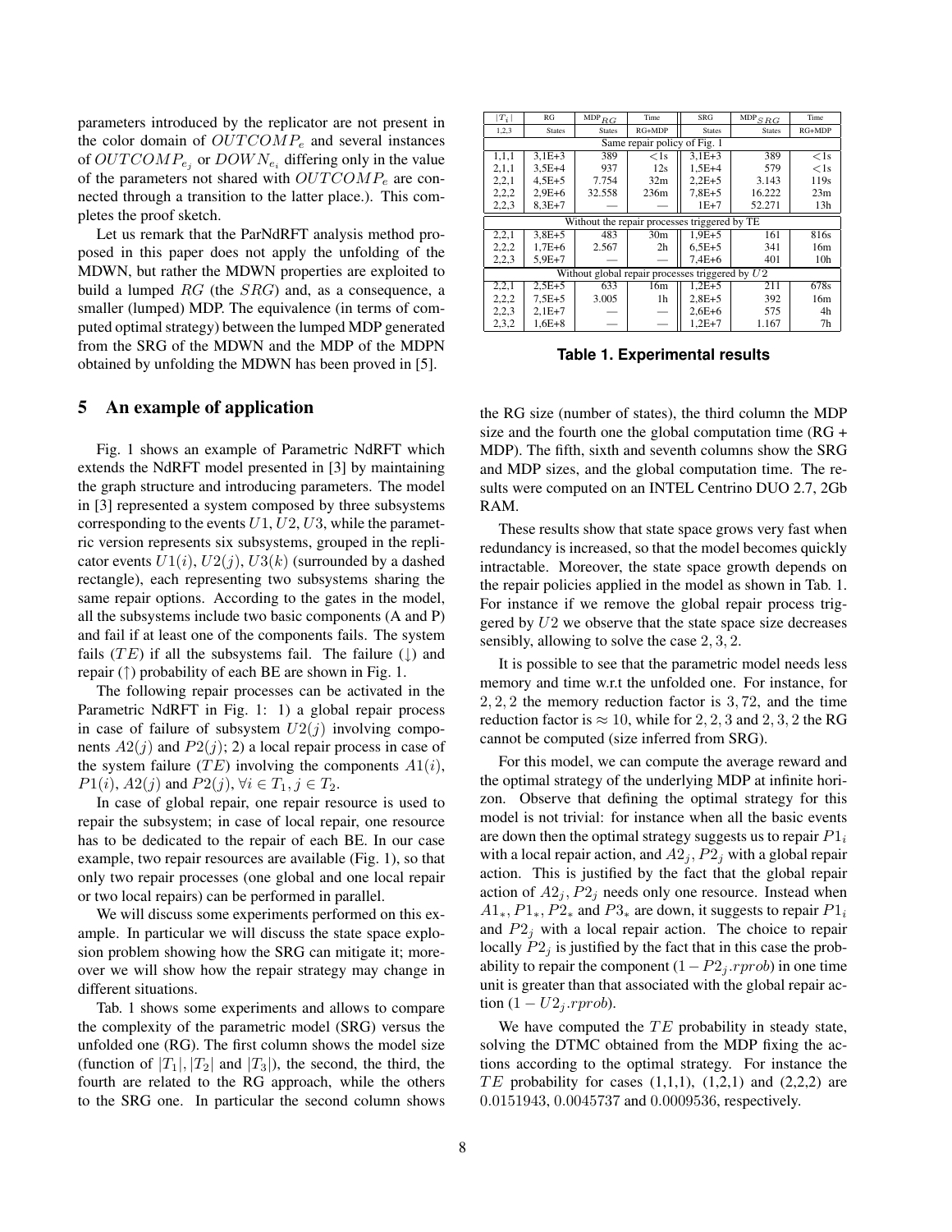parameters introduced by the replicator are not present in the color domain of $OUTCOMP_e$ and several instances of $OUTCOMP_{e_j}$ or $DOWN_{e_i}$ differing only in the value of the parameters not shared with $OUTCOMP_e$ are connected through a transition to the latter place.). This completes the proof sketch.

Let us remark that the ParNdRFT analysis method proposed in this paper does not apply the unfolding of the MDWN, but rather the MDWN properties are exploited to build a lumped $RG$ (the $SRG$) and, as a consequence, a smaller (lumped) MDP. The equivalence (in terms of computed optimal strategy) between the lumped MDP generated from the SRG of the MDWN and the MDP of the MDPN obtained by unfolding the MDWN has been proved in [5].

## 5 An example of application

Fig. 1 shows an example of Parametric NdRFT which extends the NdRFT model presented in [3] by maintaining the graph structure and introducing parameters. The model in [3] represented a system composed by three subsystems corresponding to the events $U1$, $U2$, $U3$, while the parametric version represents six subsystems, grouped in the replicator events $U1(i)$, $U2(j)$, $U3(k)$ (surrounded by a dashed rectangle), each representing two subsystems sharing the same repair options. According to the gates in the model, all the subsystems include two basic components (A and P) and fail if at least one of the components fails. The system fails ($TE$) if all the subsystems fail. The failure (↓) and repair (↑) probability of each BE are shown in Fig. 1.

The following repair processes can be activated in the Parametric NdRFT in Fig. 1: 1) a global repair process in case of failure of subsystem $U2(j)$ involving components $A2(j)$ and $P2(j)$; 2) a local repair process in case of the system failure ($TE$) involving the components $A1(i)$, $P1(i)$, $A2(j)$ and $P2(j)$, $\forall i \in T_1, j \in T_2$.

In case of global repair, one repair resource is used to repair the subsystem; in case of local repair, one resource has to be dedicated to the repair of each BE. In our case example, two repair resources are available (Fig. 1), so that only two repair processes (one global and one local repair or two local repairs) can be performed in parallel.

We will discuss some experiments performed on this example. In particular we will discuss the state space explosion problem showing how the SRG can mitigate it; moreover we will show how the repair strategy may change in different situations.

Tab. 1 shows some experiments and allows to compare the complexity of the parametric model (SRG) versus the unfolded one (RG). The first column shows the model size (function of $|T_1|, |T_2|$ and $|T_3|$), the second, the third, the fourth are related to the RG approach, while the others to the SRG one. In particular the second column shows the RG size (number of states), the third column the MDP size and the fourth one the global computation time (RG + MDP). The fifth, sixth and seventh columns show the SRG and MDP sizes, and the global computation time. The results were computed on an INTEL Centrino DUO 2.7, 2Gb RAM.

| $\lvert T_i \rvert$ | RG | $\text{MDP}_{RG}$ | Time | SRG | $\text{MDP}_{SRG}$ | Time |
|---|---|---|---|---|---|---|
| 1,2,3 | States | States | RG+MDP | States | States | RG+MDP |
| Same repair policy of Fig. 1 | | | | | | |
| 1,1,1 | 3,1E+3 | 389 | <1s | 3,1E+3 | 389 | <1s |
| 2,1,1 | 3,5E+4 | 937 | 12s | 1,5E+4 | 579 | <1s |
| 2,2,1 | 4,5E+5 | 7.754 | 32m | 2,2E+5 | 3.143 | 119s |
| 2,2,2 | 2,9E+6 | 32.558 | 236m | 7,8E+5 | 16.222 | 23m |
| 2,2,3 | 8,3E+7 | — | — | 1E+7 | 52.271 | 13h |
| Without the repair processes triggered by TE | | | | | | |
| 2,2,1 | 3,8E+5 | 483 | 30m | 1,9E+5 | 161 | 816s |
| 2,2,2 | 1,7E+6 | 2.567 | 2h | 6,5E+5 | 341 | 16m |
| 2,2,3 | 5,9E+7 | — | — | 7,4E+6 | 401 | 10h |
| Without global repair processes triggered by $U2$ | | | | | | |
| 2,2,1 | 2,5E+5 | 633 | 16m | 1,2E+5 | 211 | 678s |
| 2,2,2 | 7,5E+5 | 3.005 | 1h | 2,8E+5 | 392 | 16m |
| 2,2,3 | 2,1E+7 | — | — | 2,6E+6 | 575 | 4h |
| 2,3,2 | 1,6E+8 | — | — | 1,2E+7 | 1.167 | 7h |

**Table 1. Experimental results**

These results show that state space grows very fast when redundancy is increased, so that the model becomes quickly intractable. Moreover, the state space growth depends on the repair policies applied in the model as shown in Tab. 1. For instance if we remove the global repair process triggered by $U2$ we observe that the state space size decreases sensibly, allowing to solve the case $2, 3, 2$.

It is possible to see that the parametric model needs less memory and time w.r.t the unfolded one. For instance, for $2, 2, 2$ the memory reduction factor is $3, 72$, and the time reduction factor is $\approx 10$, while for $2, 2, 3$ and $2, 3, 2$ the RG cannot be computed (size inferred from SRG).

For this model, we can compute the average reward and the optimal strategy of the underlying MDP at infinite horizon. Observe that defining the optimal strategy for this model is not trivial: for instance when all the basic events are down then the optimal strategy suggests us to repair $P1_i$ with a local repair action, and $A2_j, P2_j$ with a global repair action. This is justified by the fact that the global repair action of $A2_j, P2_j$ needs only one resource. Instead when $A1_*, P1_*, P2_*$ and $P3_*$ are down, it suggests to repair $P1_i$ and $P2_j$ with a local repair action. The choice to repair locally $P2_j$ is justified by the fact that in this case the probability to repair the component $(1 - P2_j.rprob)$ in one time unit is greater than that associated with the global repair action $(1 - U2_j.rprob)$.

We have computed the $TE$ probability in steady state, solving the DTMC obtained from the MDP fixing the actions according to the optimal strategy. For instance the $TE$ probability for cases (1,1,1), (1,2,1) and (2,2,2) are $0.0151943$, $0.0045737$ and $0.0009536$, respectively.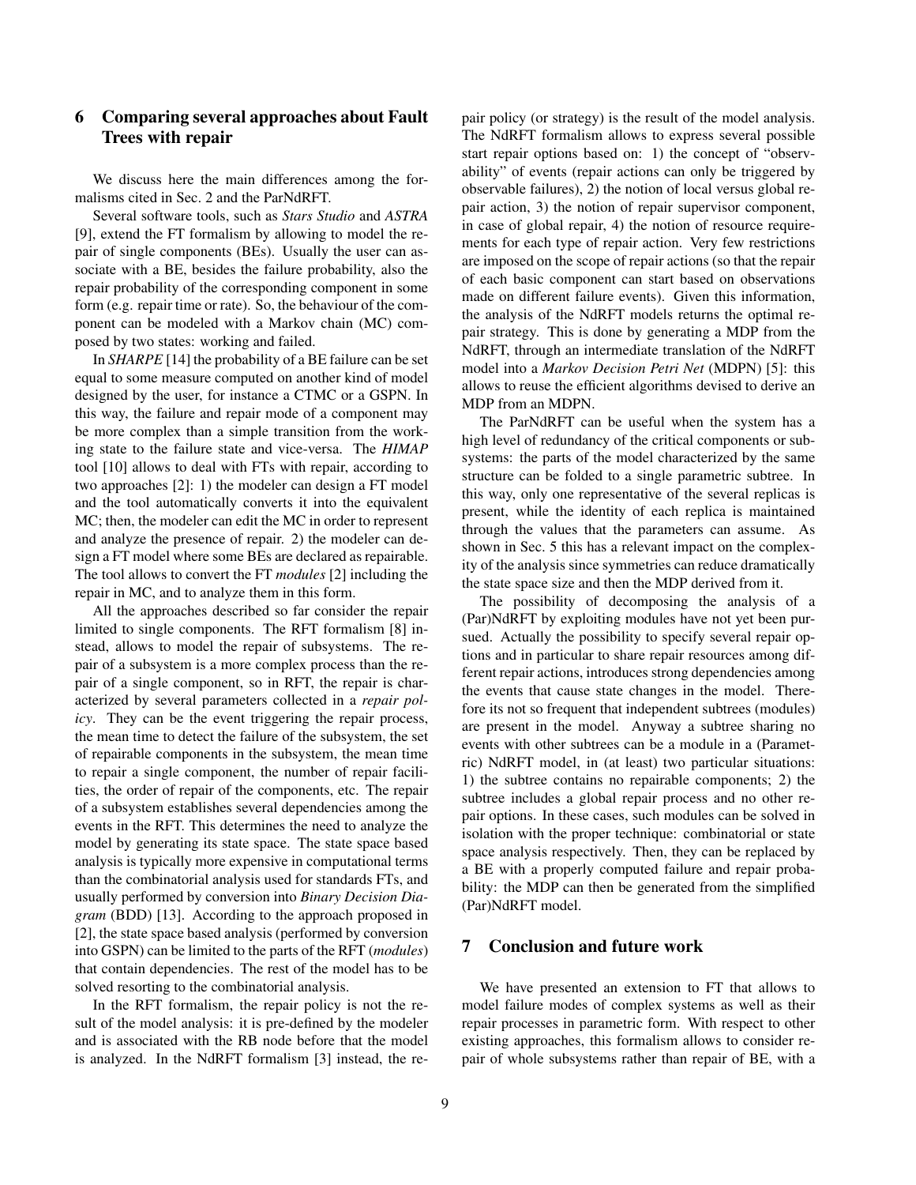## 6 Comparing several approaches about Fault Trees with repair

We discuss here the main differences among the formalisms cited in Sec. 2 and the ParNdRFT.

Several software tools, such as *Stars Studio* and *ASTRA* [9], extend the FT formalism by allowing to model the repair of single components (BEs). Usually the user can associate with a BE, besides the failure probability, also the repair probability of the corresponding component in some form (e.g. repair time or rate). So, the behaviour of the component can be modeled with a Markov chain (MC) composed by two states: working and failed.

In *SHARPE* [14] the probability of a BE failure can be set equal to some measure computed on another kind of model designed by the user, for instance a CTMC or a GSPN. In this way, the failure and repair mode of a component may be more complex than a simple transition from the working state to the failure state and vice-versa. The *HIMAP* tool [10] allows to deal with FTs with repair, according to two approaches [2]: 1) the modeler can design a FT model and the tool automatically converts it into the equivalent MC; then, the modeler can edit the MC in order to represent and analyze the presence of repair. 2) the modeler can design a FT model where some BEs are declared as repairable. The tool allows to convert the FT *modules* [2] including the repair in MC, and to analyze them in this form.

All the approaches described so far consider the repair limited to single components. The RFT formalism [8] instead, allows to model the repair of subsystems. The repair of a subsystem is a more complex process than the repair of a single component, so in RFT, the repair is characterized by several parameters collected in a *repair policy*. They can be the event triggering the repair process, the mean time to detect the failure of the subsystem, the set of repairable components in the subsystem, the mean time to repair a single component, the number of repair facilities, the order of repair of the components, etc. The repair of a subsystem establishes several dependencies among the events in the RFT. This determines the need to analyze the model by generating its state space. The state space based analysis is typically more expensive in computational terms than the combinatorial analysis used for standards FTs, and usually performed by conversion into *Binary Decision Diagram* (BDD) [13]. According to the approach proposed in [2], the state space based analysis (performed by conversion into GSPN) can be limited to the parts of the RFT (*modules*) that contain dependencies. The rest of the model has to be solved resorting to the combinatorial analysis.

In the RFT formalism, the repair policy is not the result of the model analysis: it is pre-defined by the modeler and is associated with the RB node before that the model is analyzed. In the NdRFT formalism [3] instead, the repair policy (or strategy) is the result of the model analysis. The NdRFT formalism allows to express several possible start repair options based on: 1) the concept of "observability" of events (repair actions can only be triggered by observable failures), 2) the notion of local versus global repair action, 3) the notion of repair supervisor component, in case of global repair, 4) the notion of resource requirements for each type of repair action. Very few restrictions are imposed on the scope of repair actions (so that the repair of each basic component can start based on observations made on different failure events). Given this information, the analysis of the NdRFT models returns the optimal repair strategy. This is done by generating a MDP from the NdRFT, through an intermediate translation of the NdRFT model into a *Markov Decision Petri Net* (MDPN) [5]: this allows to reuse the efficient algorithms devised to derive an MDP from an MDPN.

The ParNdRFT can be useful when the system has a high level of redundancy of the critical components or subsystems: the parts of the model characterized by the same structure can be folded to a single parametric subtree. In this way, only one representative of the several replicas is present, while the identity of each replica is maintained through the values that the parameters can assume. As shown in Sec. 5 this has a relevant impact on the complexity of the analysis since symmetries can reduce dramatically the state space size and then the MDP derived from it.

The possibility of decomposing the analysis of a (Par)NdRFT by exploiting modules have not yet been pursued. Actually the possibility to specify several repair options and in particular to share repair resources among different repair actions, introduces strong dependencies among the events that cause state changes in the model. Therefore its not so frequent that independent subtrees (modules) are present in the model. Anyway a subtree sharing no events with other subtrees can be a module in a (Parametric) NdRFT model, in (at least) two particular situations: 1) the subtree contains no repairable components; 2) the subtree includes a global repair process and no other repair options. In these cases, such modules can be solved in isolation with the proper technique: combinatorial or state space analysis respectively. Then, they can be replaced by a BE with a properly computed failure and repair probability: the MDP can then be generated from the simplified (Par)NdRFT model.

## 7 Conclusion and future work

We have presented an extension to FT that allows to model failure modes of complex systems as well as their repair processes in parametric form. With respect to other existing approaches, this formalism allows to consider repair of whole subsystems rather than repair of BE, with a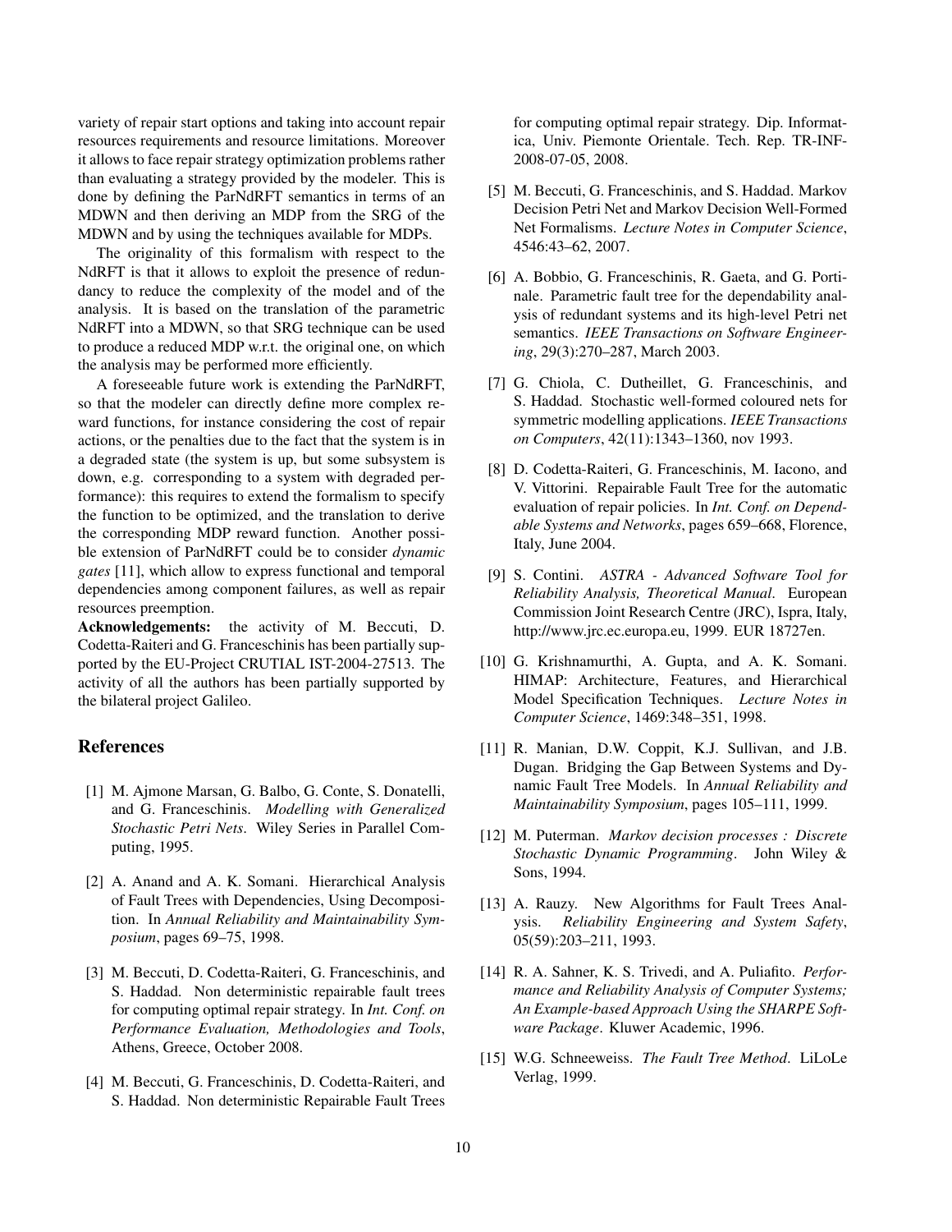variety of repair start options and taking into account repair resources requirements and resource limitations. Moreover it allows to face repair strategy optimization problems rather than evaluating a strategy provided by the modeler. This is done by defining the ParNdRFT semantics in terms of an MDWN and then deriving an MDP from the SRG of the MDWN and by using the techniques available for MDPs.

The originality of this formalism with respect to the NdRFT is that it allows to exploit the presence of redundancy to reduce the complexity of the model and of the analysis. It is based on the translation of the parametric NdRFT into a MDWN, so that SRG technique can be used to produce a reduced MDP w.r.t. the original one, on which the analysis may be performed more efficiently.

A foreseeable future work is extending the ParNdRFT, so that the modeler can directly define more complex reward functions, for instance considering the cost of repair actions, or the penalties due to the fact that the system is in a degraded state (the system is up, but some subsystem is down, e.g. corresponding to a system with degraded performance): this requires to extend the formalism to specify the function to be optimized, and the translation to derive the corresponding MDP reward function. Another possible extension of ParNdRFT could be to consider *dynamic gates* [11], which allow to express functional and temporal dependencies among component failures, as well as repair resources preemption.

**Acknowledgements:** the activity of M. Beccuti, D. Codetta-Raiteri and G. Franceschinis has been partially supported by the EU-Project CRUTIAL IST-2004-27513. The activity of all the authors has been partially supported by the bilateral project Galileo.

## References

[1] M. Ajmone Marsan, G. Balbo, G. Conte, S. Donatelli, and G. Franceschinis. *Modelling with Generalized Stochastic Petri Nets*. Wiley Series in Parallel Computing, 1995.

[2] A. Anand and A. K. Somani. Hierarchical Analysis of Fault Trees with Dependencies, Using Decomposition. In *Annual Reliability and Maintainability Symposium*, pages 69–75, 1998.

[3] M. Beccuti, D. Codetta-Raiteri, G. Franceschinis, and S. Haddad. Non deterministic repairable fault trees for computing optimal repair strategy. In *Int. Conf. on Performance Evaluation, Methodologies and Tools*, Athens, Greece, October 2008.

[4] M. Beccuti, G. Franceschinis, D. Codetta-Raiteri, and S. Haddad. Non deterministic Repairable Fault Trees for computing optimal repair strategy. Dip. Informatica, Univ. Piemonte Orientale. Tech. Rep. TR-INF-2008-07-05, 2008.

[5] M. Beccuti, G. Franceschinis, and S. Haddad. Markov Decision Petri Net and Markov Decision Well-Formed Net Formalisms. *Lecture Notes in Computer Science*, 4546:43–62, 2007.

[6] A. Bobbio, G. Franceschinis, R. Gaeta, and G. Portinale. Parametric fault tree for the dependability analysis of redundant systems and its high-level Petri net semantics. *IEEE Transactions on Software Engineering*, 29(3):270–287, March 2003.

[7] G. Chiola, C. Dutheillet, G. Franceschinis, and S. Haddad. Stochastic well-formed coloured nets for symmetric modelling applications. *IEEE Transactions on Computers*, 42(11):1343–1360, nov 1993.

[8] D. Codetta-Raiteri, G. Franceschinis, M. Iacono, and V. Vittorini. Repairable Fault Tree for the automatic evaluation of repair policies. In *Int. Conf. on Dependable Systems and Networks*, pages 659–668, Florence, Italy, June 2004.

[9] S. Contini. *ASTRA - Advanced Software Tool for Reliability Analysis, Theoretical Manual*. European Commission Joint Research Centre (JRC), Ispra, Italy, http://www.jrc.ec.europa.eu, 1999. EUR 18727en.

[10] G. Krishnamurthi, A. Gupta, and A. K. Somani. HIMAP: Architecture, Features, and Hierarchical Model Specification Techniques. *Lecture Notes in Computer Science*, 1469:348–351, 1998.

[11] R. Manian, D.W. Coppit, K.J. Sullivan, and J.B. Dugan. Bridging the Gap Between Systems and Dynamic Fault Tree Models. In *Annual Reliability and Maintainability Symposium*, pages 105–111, 1999.

[12] M. Puterman. *Markov decision processes : Discrete Stochastic Dynamic Programming*. John Wiley & Sons, 1994.

[13] A. Rauzy. New Algorithms for Fault Trees Analysis. *Reliability Engineering and System Safety*, 05(59):203–211, 1993.

[14] R. A. Sahner, K. S. Trivedi, and A. Puliafito. *Performance and Reliability Analysis of Computer Systems; An Example-based Approach Using the SHARPE Software Package*. Kluwer Academic, 1996.

[15] W.G. Schneeweiss. *The Fault Tree Method*. LiLoLe Verlag, 1999.